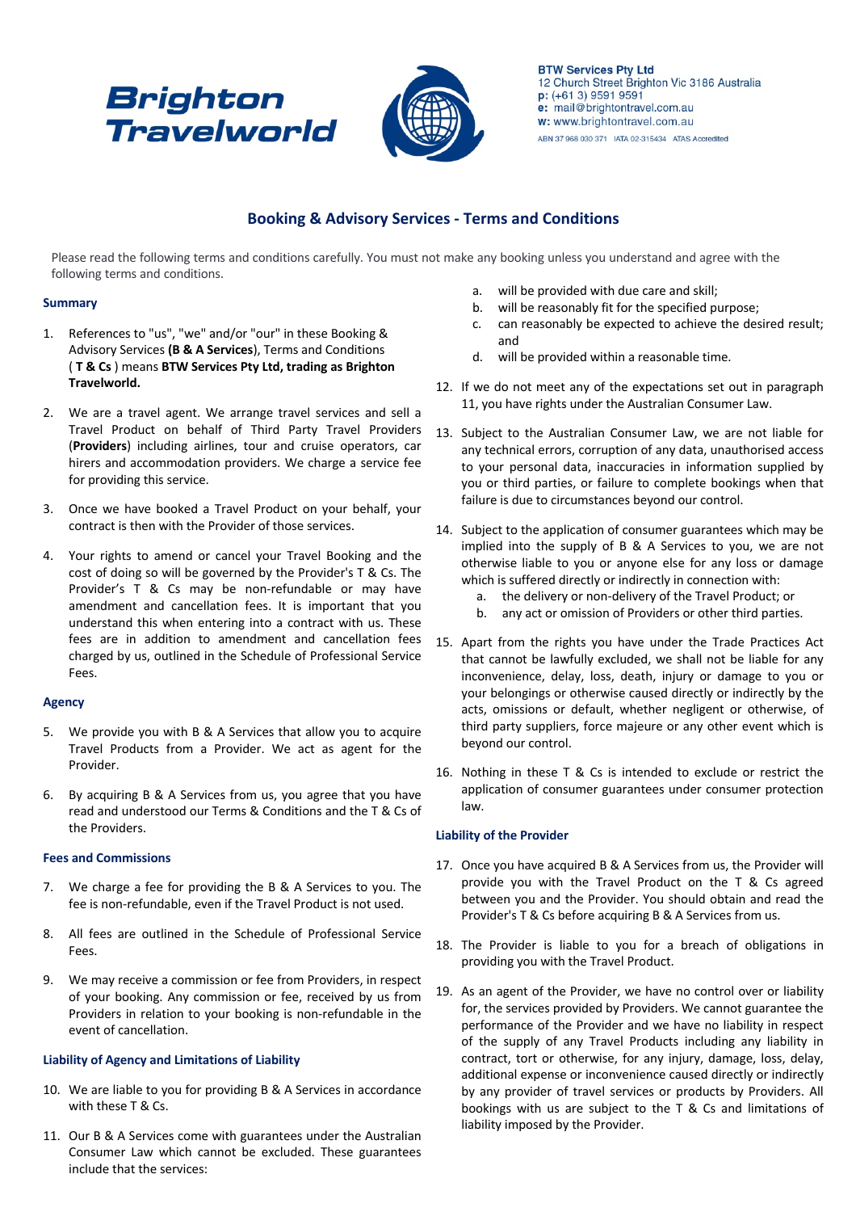**Brighton Travelworld**

**BTW Services Pty Ltd**
12 Church Street Brighton Vic 3186 Australia
**p:** (+61 3) 9591 9591
**e:** mail@brightontravel.com.au
**w:** www.brightontravel.com.au
ABN 37 968 030 371 IATA 02-315434 ATAS Accredited

# Booking & Advisory Services - Terms and Conditions

Please read the following terms and conditions carefully. You must not make any booking unless you understand and agree with the following terms and conditions.

### Summary

1. References to "us", "we" and/or "our" in these Booking & Advisory Services **(B & A Services)**, Terms and Conditions ( **T & Cs** ) means **BTW Services Pty Ltd, trading as Brighton Travelworld.**

2. We are a travel agent. We arrange travel services and sell a Travel Product on behalf of Third Party Travel Providers (**Providers**) including airlines, tour and cruise operators, car hirers and accommodation providers. We charge a service fee for providing this service.

3. Once we have booked a Travel Product on your behalf, your contract is then with the Provider of those services.

4. Your rights to amend or cancel your Travel Booking and the cost of doing so will be governed by the Provider's T & Cs. The Provider's T & Cs may be non-refundable or may have amendment and cancellation fees. It is important that you understand this when entering into a contract with us. These fees are in addition to amendment and cancellation fees charged by us, outlined in the Schedule of Professional Service Fees.

### Agency

5. We provide you with B & A Services that allow you to acquire Travel Products from a Provider. We act as agent for the Provider.

6. By acquiring B & A Services from us, you agree that you have read and understood our Terms & Conditions and the T & Cs of the Providers.

### Fees and Commissions

7. We charge a fee for providing the B & A Services to you. The fee is non-refundable, even if the Travel Product is not used.

8. All fees are outlined in the Schedule of Professional Service Fees.

9. We may receive a commission or fee from Providers, in respect of your booking. Any commission or fee, received by us from Providers in relation to your booking is non-refundable in the event of cancellation.

### Liability of Agency and Limitations of Liability

10. We are liable to you for providing B & A Services in accordance with these T & Cs.

11. Our B & A Services come with guarantees under the Australian Consumer Law which cannot be excluded. These guarantees include that the services:
    a. will be provided with due care and skill;
    b. will be reasonably fit for the specified purpose;
    c. can reasonably be expected to achieve the desired result; and
    d. will be provided within a reasonable time.

12. If we do not meet any of the expectations set out in paragraph 11, you have rights under the Australian Consumer Law.

13. Subject to the Australian Consumer Law, we are not liable for any technical errors, corruption of any data, unauthorised access to your personal data, inaccuracies in information supplied by you or third parties, or failure to complete bookings when that failure is due to circumstances beyond our control.

14. Subject to the application of consumer guarantees which may be implied into the supply of B & A Services to you, we are not otherwise liable to you or anyone else for any loss or damage which is suffered directly or indirectly in connection with:
    a. the delivery or non-delivery of the Travel Product; or
    b. any act or omission of Providers or other third parties.

15. Apart from the rights you have under the Trade Practices Act that cannot be lawfully excluded, we shall not be liable for any inconvenience, delay, loss, death, injury or damage to you or your belongings or otherwise caused directly or indirectly by the acts, omissions or default, whether negligent or otherwise, of third party suppliers, force majeure or any other event which is beyond our control.

16. Nothing in these T & Cs is intended to exclude or restrict the application of consumer guarantees under consumer protection law.

### Liability of the Provider

17. Once you have acquired B & A Services from us, the Provider will provide you with the Travel Product on the T & Cs agreed between you and the Provider. You should obtain and read the Provider's T & Cs before acquiring B & A Services from us.

18. The Provider is liable to you for a breach of obligations in providing you with the Travel Product.

19. As an agent of the Provider, we have no control over or liability for, the services provided by Providers. We cannot guarantee the performance of the Provider and we have no liability in respect of the supply of any Travel Products including any liability in contract, tort or otherwise, for any injury, damage, loss, delay, additional expense or inconvenience caused directly or indirectly by any provider of travel services or products by Providers. All bookings with us are subject to the T & Cs and limitations of liability imposed by the Provider.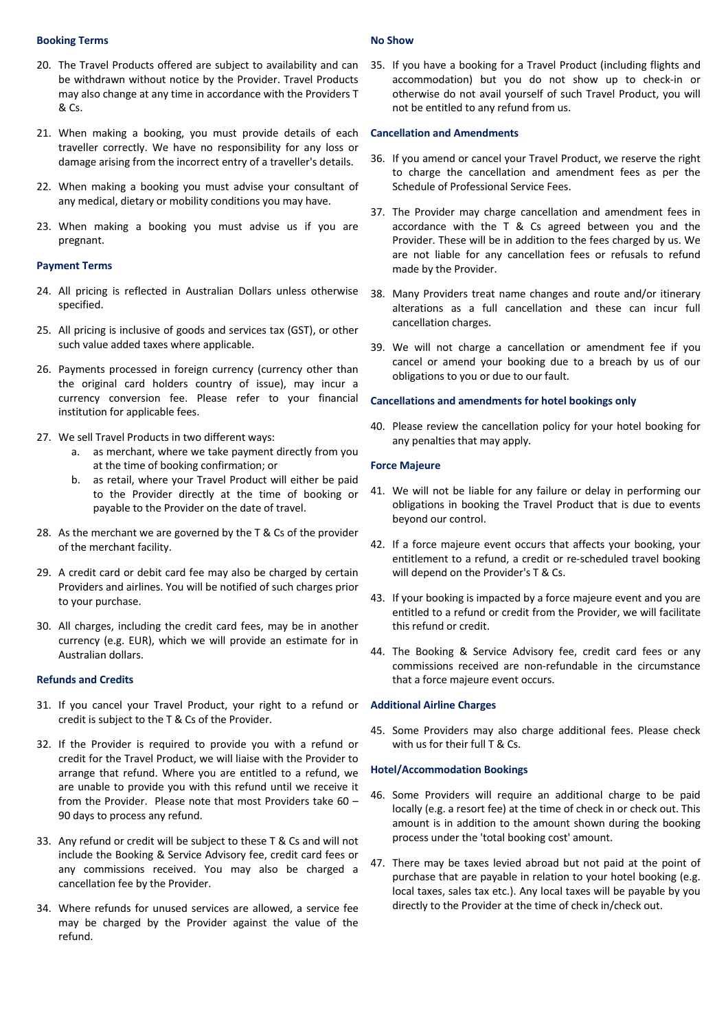### Booking Terms

20. The Travel Products offered are subject to availability and can be withdrawn without notice by the Provider. Travel Products may also change at any time in accordance with the Providers T & Cs.

21. When making a booking, you must provide details of each traveller correctly. We have no responsibility for any loss or damage arising from the incorrect entry of a traveller's details.

22. When making a booking you must advise your consultant of any medical, dietary or mobility conditions you may have.

23. When making a booking you must advise us if you are pregnant.

### Payment Terms

24. All pricing is reflected in Australian Dollars unless otherwise specified.

25. All pricing is inclusive of goods and services tax (GST), or other such value added taxes where applicable.

26. Payments processed in foreign currency (currency other than the original card holders country of issue), may incur a currency conversion fee. Please refer to your financial institution for applicable fees.

27. We sell Travel Products in two different ways:
    a. as merchant, where we take payment directly from you at the time of booking confirmation; or
    b. as retail, where your Travel Product will either be paid to the Provider directly at the time of booking or payable to the Provider on the date of travel.

28. As the merchant we are governed by the T & Cs of the provider of the merchant facility.

29. A credit card or debit card fee may also be charged by certain Providers and airlines. You will be notified of such charges prior to your purchase.

30. All charges, including the credit card fees, may be in another currency (e.g. EUR), which we will provide an estimate for in Australian dollars.

### Refunds and Credits

31. If you cancel your Travel Product, your right to a refund or credit is subject to the T & Cs of the Provider.

32. If the Provider is required to provide you with a refund or credit for the Travel Product, we will liaise with the Provider to arrange that refund. Where you are entitled to a refund, we are unable to provide you with this refund until we receive it from the Provider. Please note that most Providers take 60 – 90 days to process any refund.

33. Any refund or credit will be subject to these T & Cs and will not include the Booking & Service Advisory fee, credit card fees or any commissions received. You may also be charged a cancellation fee by the Provider.

34. Where refunds for unused services are allowed, a service fee may be charged by the Provider against the value of the refund.

### No Show

35. If you have a booking for a Travel Product (including flights and accommodation) but you do not show up to check-in or otherwise do not avail yourself of such Travel Product, you will not be entitled to any refund from us.

### Cancellation and Amendments

36. If you amend or cancel your Travel Product, we reserve the right to charge the cancellation and amendment fees as per the Schedule of Professional Service Fees.

37. The Provider may charge cancellation and amendment fees in accordance with the T & Cs agreed between you and the Provider. These will be in addition to the fees charged by us. We are not liable for any cancellation fees or refusals to refund made by the Provider.

38. Many Providers treat name changes and route and/or itinerary alterations as a full cancellation and these can incur full cancellation charges.

39. We will not charge a cancellation or amendment fee if you cancel or amend your booking due to a breach by us of our obligations to you or due to our fault.

### Cancellations and amendments for hotel bookings only

40. Please review the cancellation policy for your hotel booking for any penalties that may apply.

### Force Majeure

41. We will not be liable for any failure or delay in performing our obligations in booking the Travel Product that is due to events beyond our control.

42. If a force majeure event occurs that affects your booking, your entitlement to a refund, a credit or re-scheduled travel booking will depend on the Provider's T & Cs.

43. If your booking is impacted by a force majeure event and you are entitled to a refund or credit from the Provider, we will facilitate this refund or credit.

44. The Booking & Service Advisory fee, credit card fees or any commissions received are non-refundable in the circumstance that a force majeure event occurs.

### Additional Airline Charges

45. Some Providers may also charge additional fees. Please check with us for their full T & Cs.

### Hotel/Accommodation Bookings

46. Some Providers will require an additional charge to be paid locally (e.g. a resort fee) at the time of check in or check out. This amount is in addition to the amount shown during the booking process under the 'total booking cost' amount.

47. There may be taxes levied abroad but not paid at the point of purchase that are payable in relation to your hotel booking (e.g. local taxes, sales tax etc.). Any local taxes will be payable by you directly to the Provider at the time of check in/check out.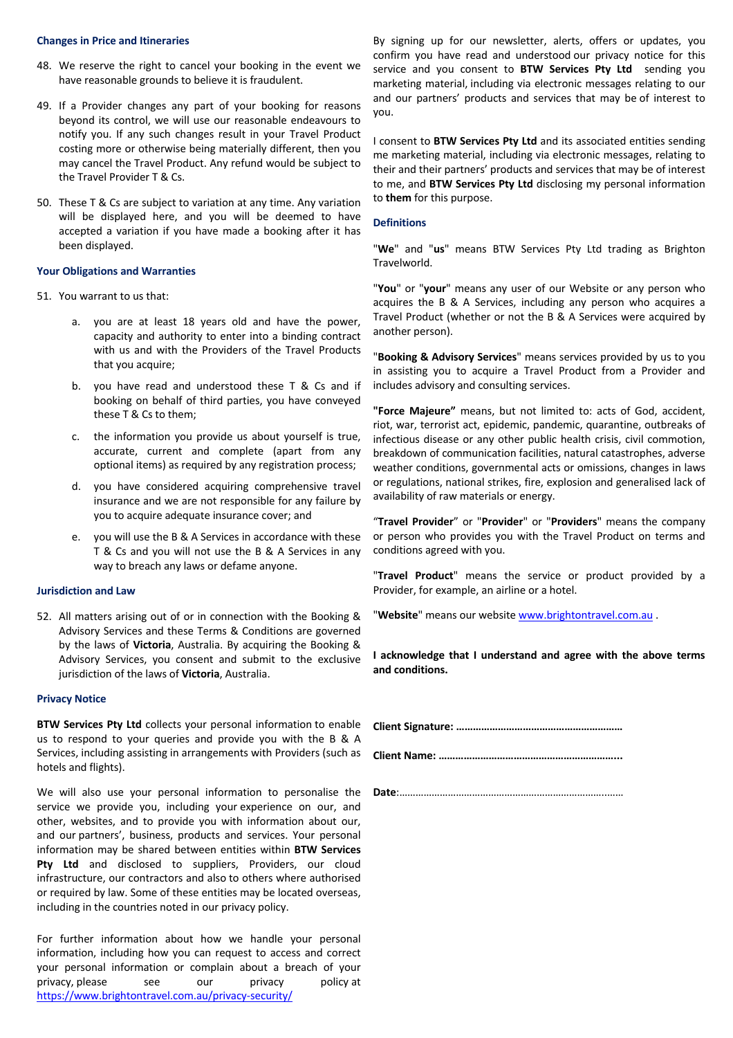### Changes in Price and Itineraries

48. We reserve the right to cancel your booking in the event we have reasonable grounds to believe it is fraudulent.

49. If a Provider changes any part of your booking for reasons beyond its control, we will use our reasonable endeavours to notify you. If any such changes result in your Travel Product costing more or otherwise being materially different, then you may cancel the Travel Product. Any refund would be subject to the Travel Provider T & Cs.

50. These T & Cs are subject to variation at any time. Any variation will be displayed here, and you will be deemed to have accepted a variation if you have made a booking after it has been displayed.

### Your Obligations and Warranties

51. You warrant to us that:

    a. you are at least 18 years old and have the power, capacity and authority to enter into a binding contract with us and with the Providers of the Travel Products that you acquire;

    b. you have read and understood these T & Cs and if booking on behalf of third parties, you have conveyed these T & Cs to them;

    c. the information you provide us about yourself is true, accurate, current and complete (apart from any optional items) as required by any registration process;

    d. you have considered acquiring comprehensive travel insurance and we are not responsible for any failure by you to acquire adequate insurance cover; and

    e. you will use the B & A Services in accordance with these T & Cs and you will not use the B & A Services in any way to breach any laws or defame anyone.

### Jurisdiction and Law

52. All matters arising out of or in connection with the Booking & Advisory Services and these Terms & Conditions are governed by the laws of **Victoria**, Australia. By acquiring the Booking & Advisory Services, you consent and submit to the exclusive jurisdiction of the laws of **Victoria**, Australia.

### Privacy Notice

**BTW Services Pty Ltd** collects your personal information to enable us to respond to your queries and provide you with the B & A Services, including assisting in arrangements with Providers (such as hotels and flights).

We will also use your personal information to personalise the service we provide you, including your experience on our, and other, websites, and to provide you with information about our, and our partners', business, products and services. Your personal information may be shared between entities within **BTW Services Pty Ltd** and disclosed to suppliers, Providers, our cloud infrastructure, our contractors and also to others where authorised or required by law. Some of these entities may be located overseas, including in the countries noted in our privacy policy.

For further information about how we handle your personal information, including how you can request to access and correct your personal information or complain about a breach of your privacy, please see our privacy policy at https://www.brightontravel.com.au/privacy-security/

By signing up for our newsletter, alerts, offers or updates, you confirm you have read and understood our privacy notice for this service and you consent to **BTW Services Pty Ltd** sending you marketing material, including via electronic messages relating to our and our partners' products and services that may be of interest to you.

I consent to **BTW Services Pty Ltd** and its associated entities sending me marketing material, including via electronic messages, relating to their and their partners' products and services that may be of interest to me, and **BTW Services Pty Ltd** disclosing my personal information to **them** for this purpose.

### Definitions

"**We**" and "**us**" means BTW Services Pty Ltd trading as Brighton Travelworld.

"**You**" or "**your**" means any user of our Website or any person who acquires the B & A Services, including any person who acquires a Travel Product (whether or not the B & A Services were acquired by another person).

"**Booking & Advisory Services**" means services provided by us to you in assisting you to acquire a Travel Product from a Provider and includes advisory and consulting services.

**"Force Majeure"** means, but not limited to: acts of God, accident, riot, war, terrorist act, epidemic, pandemic, quarantine, outbreaks of infectious disease or any other public health crisis, civil commotion, breakdown of communication facilities, natural catastrophes, adverse weather conditions, governmental acts or omissions, changes in laws or regulations, national strikes, fire, explosion and generalised lack of availability of raw materials or energy.

"**Travel Provider**" or "**Provider**" or "**Providers**" means the company or person who provides you with the Travel Product on terms and conditions agreed with you.

"**Travel Product**" means the service or product provided by a Provider, for example, an airline or a hotel.

"**Website**" means our website www.brightontravel.com.au .

**I acknowledge that I understand and agree with the above terms and conditions.**

**Client Signature: ……………………………………………………**

**Client Name: ………………………………………………………..**

**Date**:………………………………………………………………….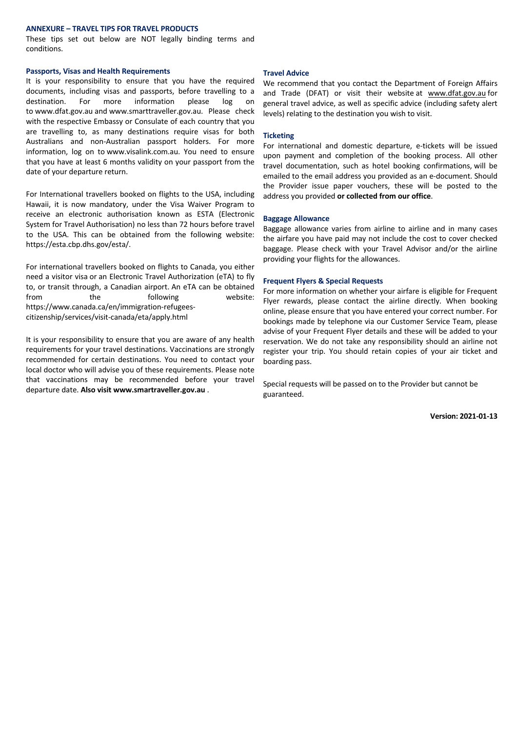## ANNEXURE – TRAVEL TIPS FOR TRAVEL PRODUCTS

These tips set out below are NOT legally binding terms and conditions.

### Passports, Visas and Health Requirements

It is your responsibility to ensure that you have the required documents, including visas and passports, before travelling to a destination. For more information please log on to www.dfat.gov.au and www.smarttraveller.gov.au. Please check with the respective Embassy or Consulate of each country that you are travelling to, as many destinations require visas for both Australians and non-Australian passport holders. For more information, log on to www.visalink.com.au. You need to ensure that you have at least 6 months validity on your passport from the date of your departure return.

For International travellers booked on flights to the USA, including Hawaii, it is now mandatory, under the Visa Waiver Program to receive an electronic authorisation known as ESTA (Electronic System for Travel Authorisation) no less than 72 hours before travel to the USA. This can be obtained from the following website: https://esta.cbp.dhs.gov/esta/.

For international travellers booked on flights to Canada, you either need a visitor visa or an Electronic Travel Authorization (eTA) to fly to, or transit through, a Canadian airport. An eTA can be obtained from the following website: https://www.canada.ca/en/immigration-refugees-citizenship/services/visit-canada/eta/apply.html

It is your responsibility to ensure that you are aware of any health requirements for your travel destinations. Vaccinations are strongly recommended for certain destinations. You need to contact your local doctor who will advise you of these requirements. Please note that vaccinations may be recommended before your travel departure date. **Also visit www.smartraveller.gov.au** .

### Travel Advice

We recommend that you contact the Department of Foreign Affairs and Trade (DFAT) or visit their website at www.dfat.gov.au for general travel advice, as well as specific advice (including safety alert levels) relating to the destination you wish to visit.

### Ticketing

For international and domestic departure, e-tickets will be issued upon payment and completion of the booking process. All other travel documentation, such as hotel booking confirmations, will be emailed to the email address you provided as an e-document. Should the Provider issue paper vouchers, these will be posted to the address you provided **or collected from our office**.

### Baggage Allowance

Baggage allowance varies from airline to airline and in many cases the airfare you have paid may not include the cost to cover checked baggage. Please check with your Travel Advisor and/or the airline providing your flights for the allowances.

### Frequent Flyers & Special Requests

For more information on whether your airfare is eligible for Frequent Flyer rewards, please contact the airline directly. When booking online, please ensure that you have entered your correct number. For bookings made by telephone via our Customer Service Team, please advise of your Frequent Flyer details and these will be added to your reservation. We do not take any responsibility should an airline not register your trip. You should retain copies of your air ticket and boarding pass.

Special requests will be passed on to the Provider but cannot be guaranteed.

**Version: 2021-01-13**